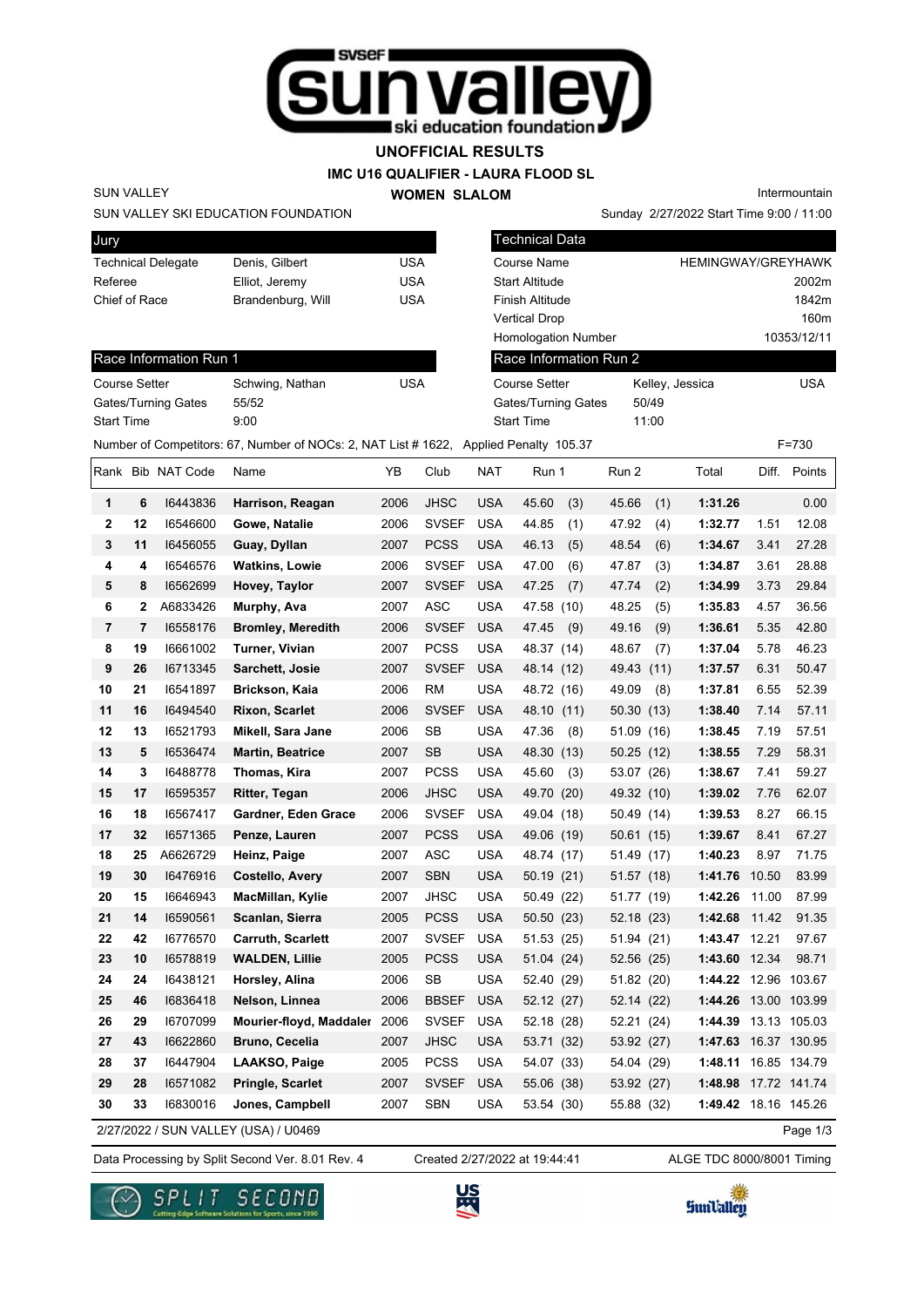# UNOFFICIAL RESULTS

## IMC U16 QUALIFIER - LAURA FLOOD SL

### WOMEN SLALOM

SUN VALLEY

SUN VALLEY SKI EDUCATION FOUNDATION

Intermountain

Sunday 2/27/2022 Start Time 9:00 / 11:00

| Jury | | |
|---|---|---|
| Technical Delegate | Denis, Gilbert | USA |
| Referee | Elliot, Jeremy | USA |
| Chief of Race | Brandenburg, Will | USA |

| Technical Data | |
|---|---|
| Course Name | HEMINGWAY/GREYHAWK |
| Start Altitude | 2002m |
| Finish Altitude | 1842m |
| Vertical Drop | 160m |
| Homologation Number | 10353/12/11 |

| Race Information Run 1 | | |
|---|---|---|
| Course Setter | Schwing, Nathan | USA |
| Gates/Turning Gates | 55/52 | |
| Start Time | 9:00 | |

| Race Information Run 2 | | |
|---|---|---|
| Course Setter | Kelley, Jessica | USA |
| Gates/Turning Gates | 50/49 | |
| Start Time | 11:00 | |

Number of Competitors: 67, Number of NOCs: 2, NAT List # 1622, Applied Penalty 105.37 F=730

| Rank | Bib | NAT Code | Name | YB | Club | NAT | Run 1 | Run 2 | Total | Diff. | Points |
|---|---|---|---|---|---|---|---|---|---|---|---|
| 1 | 6 | I6443836 | **Harrison, Reagan** | 2006 | JHSC | USA | 45.60 (3) | 45.66 (1) | **1:31.26** | | 0.00 |
| 2 | 12 | I6546600 | **Gowe, Natalie** | 2006 | SVSEF | USA | 44.85 (1) | 47.92 (4) | **1:32.77** | 1.51 | 12.08 |
| 3 | 11 | I6456055 | **Guay, Dyllan** | 2007 | PCSS | USA | 46.13 (5) | 48.54 (6) | **1:34.67** | 3.41 | 27.28 |
| 4 | 4 | I6546576 | **Watkins, Lowie** | 2006 | SVSEF | USA | 47.00 (6) | 47.87 (3) | **1:34.87** | 3.61 | 28.88 |
| 5 | 8 | I6562699 | **Hovey, Taylor** | 2007 | SVSEF | USA | 47.25 (7) | 47.74 (2) | **1:34.99** | 3.73 | 29.84 |
| 6 | 2 | A6833426 | **Murphy, Ava** | 2007 | ASC | USA | 47.58 (10) | 48.25 (5) | **1:35.83** | 4.57 | 36.56 |
| 7 | 7 | I6558176 | **Bromley, Meredith** | 2006 | SVSEF | USA | 47.45 (9) | 49.16 (9) | **1:36.61** | 5.35 | 42.80 |
| 8 | 19 | I6661002 | **Turner, Vivian** | 2007 | PCSS | USA | 48.37 (14) | 48.67 (7) | **1:37.04** | 5.78 | 46.23 |
| 9 | 26 | I6713345 | **Sarchett, Josie** | 2007 | SVSEF | USA | 48.14 (12) | 49.43 (11) | **1:37.57** | 6.31 | 50.47 |
| 10 | 21 | I6541897 | **Brickson, Kaia** | 2006 | RM | USA | 48.72 (16) | 49.09 (8) | **1:37.81** | 6.55 | 52.39 |
| 11 | 16 | I6494540 | **Rixon, Scarlet** | 2006 | SVSEF | USA | 48.10 (11) | 50.30 (13) | **1:38.40** | 7.14 | 57.11 |
| 12 | 13 | I6521793 | **Mikell, Sara Jane** | 2006 | SB | USA | 47.36 (8) | 51.09 (16) | **1:38.45** | 7.19 | 57.51 |
| 13 | 5 | I6536474 | **Martin, Beatrice** | 2007 | SB | USA | 48.30 (13) | 50.25 (12) | **1:38.55** | 7.29 | 58.31 |
| 14 | 3 | I6488778 | **Thomas, Kira** | 2007 | PCSS | USA | 45.60 (3) | 53.07 (26) | **1:38.67** | 7.41 | 59.27 |
| 15 | 17 | I6595357 | **Ritter, Tegan** | 2006 | JHSC | USA | 49.70 (20) | 49.32 (10) | **1:39.02** | 7.76 | 62.07 |
| 16 | 18 | I6567417 | **Gardner, Eden Grace** | 2006 | SVSEF | USA | 49.04 (18) | 50.49 (14) | **1:39.53** | 8.27 | 66.15 |
| 17 | 32 | I6571365 | **Penze, Lauren** | 2007 | PCSS | USA | 49.06 (19) | 50.61 (15) | **1:39.67** | 8.41 | 67.27 |
| 18 | 25 | A6626729 | **Heinz, Paige** | 2007 | ASC | USA | 48.74 (17) | 51.49 (17) | **1:40.23** | 8.97 | 71.75 |
| 19 | 30 | I6476916 | **Costello, Avery** | 2007 | SBN | USA | 50.19 (21) | 51.57 (18) | **1:41.76** | 10.50 | 83.99 |
| 20 | 15 | I6646943 | **MacMillan, Kylie** | 2007 | JHSC | USA | 50.49 (22) | 51.77 (19) | **1:42.26** | 11.00 | 87.99 |
| 21 | 14 | I6590561 | **Scanlan, Sierra** | 2005 | PCSS | USA | 50.50 (23) | 52.18 (23) | **1:42.68** | 11.42 | 91.35 |
| 22 | 42 | I6776570 | **Carruth, Scarlett** | 2007 | SVSEF | USA | 51.53 (25) | 51.94 (21) | **1:43.47** | 12.21 | 97.67 |
| 23 | 10 | I6578819 | **WALDEN, Lillie** | 2005 | PCSS | USA | 51.04 (24) | 52.56 (25) | **1:43.60** | 12.34 | 98.71 |
| 24 | 24 | I6438121 | **Horsley, Alina** | 2006 | SB | USA | 52.40 (29) | 51.82 (20) | **1:44.22** | 12.96 | 103.67 |
| 25 | 46 | I6836418 | **Nelson, Linnea** | 2006 | BBSEF | USA | 52.12 (27) | 52.14 (22) | **1:44.26** | 13.00 | 103.99 |
| 26 | 29 | I6707099 | **Mourier-floyd, Maddaler** | 2006 | SVSEF | USA | 52.18 (28) | 52.21 (24) | **1:44.39** | 13.13 | 105.03 |
| 27 | 43 | I6622860 | **Bruno, Cecelia** | 2007 | JHSC | USA | 53.71 (32) | 53.92 (27) | **1:47.63** | 16.37 | 130.95 |
| 28 | 37 | I6447904 | **LAAKSO, Paige** | 2005 | PCSS | USA | 54.07 (33) | 54.04 (29) | **1:48.11** | 16.85 | 134.79 |
| 29 | 28 | I6571082 | **Pringle, Scarlet** | 2007 | SVSEF | USA | 55.06 (38) | 53.92 (27) | **1:48.98** | 17.72 | 141.74 |
| 30 | 33 | I6830016 | **Jones, Campbell** | 2007 | SBN | USA | 53.54 (30) | 55.88 (32) | **1:49.42** | 18.16 | 145.26 |

2/27/2022 / SUN VALLEY (USA) / U0469

Data Processing by Split Second Ver. 8.01 Rev. 4 Created 2/27/2022 at 19:44:41 ALGE TDC 8000/8001 Timing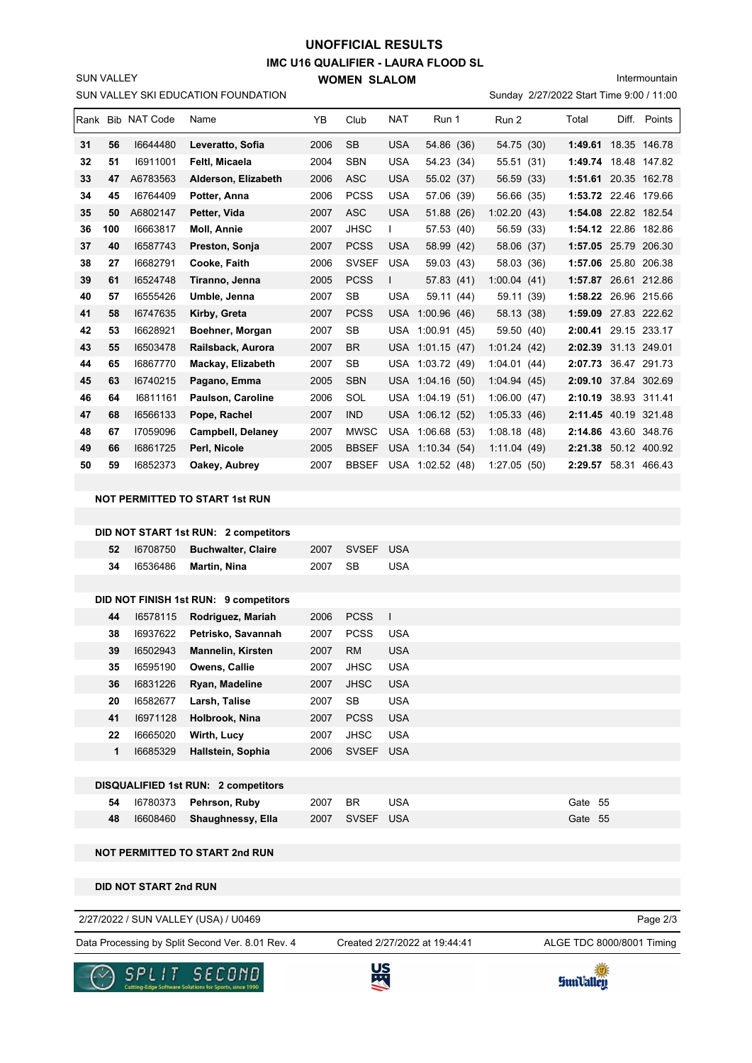# UNOFFICIAL RESULTS

## IMC U16 QUALIFIER - LAURA FLOOD SL

### WOMEN SLALOM

SUN VALLEY

SUN VALLEY SKI EDUCATION FOUNDATION

Intermountain

Sunday 2/27/2022 Start Time 9:00 / 11:00

| Rank | Bib | NAT Code | Name | YB | Club | NAT | Run 1 | Run 2 | Total | Diff. | Points |
|---|---|---|---|---|---|---|---|---|---|---|---|
| 31 | 56 | I6644480 | **Leveratto, Sofia** | 2006 | SB | USA | 54.86 (36) | 54.75 (30) | **1:49.61** | 18.35 | 146.78 |
| 32 | 51 | I6911001 | **Feltl, Micaela** | 2004 | SBN | USA | 54.23 (34) | 55.51 (31) | **1:49.74** | 18.48 | 147.82 |
| 33 | 47 | A6783563 | **Alderson, Elizabeth** | 2006 | ASC | USA | 55.02 (37) | 56.59 (33) | **1:51.61** | 20.35 | 162.78 |
| 34 | 45 | I6764409 | **Potter, Anna** | 2006 | PCSS | USA | 57.06 (39) | 56.66 (35) | **1:53.72** | 22.46 | 179.66 |
| 35 | 50 | A6802147 | **Petter, Vida** | 2007 | ASC | USA | 51.88 (26) | 1:02.20 (43) | **1:54.08** | 22.82 | 182.54 |
| 36 | 100 | I6663817 | **Moll, Annie** | 2007 | JHSC | I | 57.53 (40) | 56.59 (33) | **1:54.12** | 22.86 | 182.86 |
| 37 | 40 | I6587743 | **Preston, Sonja** | 2007 | PCSS | USA | 58.99 (42) | 58.06 (37) | **1:57.05** | 25.79 | 206.30 |
| 38 | 27 | I6682791 | **Cooke, Faith** | 2006 | SVSEF | USA | 59.03 (43) | 58.03 (36) | **1:57.06** | 25.80 | 206.38 |
| 39 | 61 | I6524748 | **Tiranno, Jenna** | 2005 | PCSS | I | 57.83 (41) | 1:00.04 (41) | **1:57.87** | 26.61 | 212.86 |
| 40 | 57 | I6555426 | **Umble, Jenna** | 2007 | SB | USA | 59.11 (44) | 59.11 (39) | **1:58.22** | 26.96 | 215.66 |
| 41 | 58 | I6747635 | **Kirby, Greta** | 2007 | PCSS | USA | 1:00.96 (46) | 58.13 (38) | **1:59.09** | 27.83 | 222.62 |
| 42 | 53 | I6628921 | **Boehner, Morgan** | 2007 | SB | USA | 1:00.91 (45) | 59.50 (40) | **2:00.41** | 29.15 | 233.17 |
| 43 | 55 | I6503478 | **Railsback, Aurora** | 2007 | BR | USA | 1:01.15 (47) | 1:01.24 (42) | **2:02.39** | 31.13 | 249.01 |
| 44 | 65 | I6867770 | **Mackay, Elizabeth** | 2007 | SB | USA | 1:03.72 (49) | 1:04.01 (44) | **2:07.73** | 36.47 | 291.73 |
| 45 | 63 | I6740215 | **Pagano, Emma** | 2005 | SBN | USA | 1:04.16 (50) | 1:04.94 (45) | **2:09.10** | 37.84 | 302.69 |
| 46 | 64 | I6811161 | **Paulson, Caroline** | 2006 | SOL | USA | 1:04.19 (51) | 1:06.00 (47) | **2:10.19** | 38.93 | 311.41 |
| 47 | 68 | I6566133 | **Pope, Rachel** | 2007 | IND | USA | 1:06.12 (52) | 1:05.33 (46) | **2:11.45** | 40.19 | 321.48 |
| 48 | 67 | I7059096 | **Campbell, Delaney** | 2007 | MWSC | USA | 1:06.68 (53) | 1:08.18 (48) | **2:14.86** | 43.60 | 348.76 |
| 49 | 66 | I6861725 | **Perl, Nicole** | 2005 | BBSEF | USA | 1:10.34 (54) | 1:11.04 (49) | **2:21.38** | 50.12 | 400.92 |
| 50 | 59 | I6852373 | **Oakey, Aubrey** | 2007 | BBSEF | USA | 1:02.52 (48) | 1:27.05 (50) | **2:29.57** | 58.31 | 466.43 |

**NOT PERMITTED TO START 1st RUN**

**DID NOT START 1st RUN: 2 competitors**

| Bib | NAT Code | Name | YB | Club | NAT |
|---|---|---|---|---|---|
| 52 | I6708750 | **Buchwalter, Claire** | 2007 | SVSEF | USA |
| 34 | I6536486 | **Martin, Nina** | 2007 | SB | USA |

**DID NOT FINISH 1st RUN: 9 competitors**

| Bib | NAT Code | Name | YB | Club | NAT |
|---|---|---|---|---|---|
| 44 | I6578115 | **Rodriguez, Mariah** | 2006 | PCSS | I |
| 38 | I6937622 | **Petrisko, Savannah** | 2007 | PCSS | USA |
| 39 | I6502943 | **Mannelin, Kirsten** | 2007 | RM | USA |
| 35 | I6595190 | **Owens, Callie** | 2007 | JHSC | USA |
| 36 | I6831226 | **Ryan, Madeline** | 2007 | JHSC | USA |
| 20 | I6582677 | **Larsh, Talise** | 2007 | SB | USA |
| 41 | I6971128 | **Holbrook, Nina** | 2007 | PCSS | USA |
| 22 | I6665020 | **Wirth, Lucy** | 2007 | JHSC | USA |
| 1 | I6685329 | **Hallstein, Sophia** | 2006 | SVSEF | USA |

**DISQUALIFIED 1st RUN: 2 competitors**

| Bib | NAT Code | Name | YB | Club | NAT | Reason |
|---|---|---|---|---|---|---|
| 54 | I6780373 | **Pehrson, Ruby** | 2007 | BR | USA | Gate 55 |
| 48 | I6608460 | **Shaughnessy, Ella** | 2007 | SVSEF | USA | Gate 55 |

**NOT PERMITTED TO START 2nd RUN**

**DID NOT START 2nd RUN**

2/27/2022 / SUN VALLEY (USA) / U0469

Data Processing by Split Second Ver. 8.01 Rev. 4 — Created 2/27/2022 at 19:44:41 — ALGE TDC 8000/8001 Timing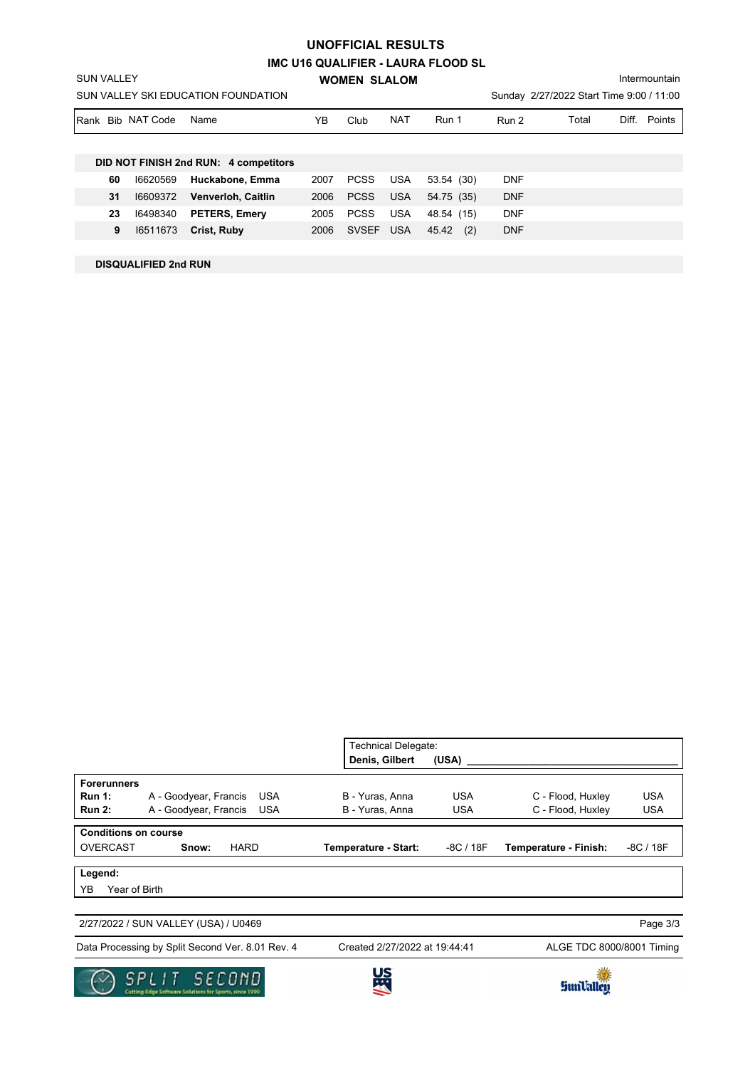# UNOFFICIAL RESULTS

## IMC U16 QUALIFIER - LAURA FLOOD SL

### WOMEN SLALOM

SUN VALLEY — Intermountain

SUN VALLEY SKI EDUCATION FOUNDATION — Sunday 2/27/2022 Start Time 9:00 / 11:00

| Rank | Bib | NAT Code | Name | YB | Club | NAT | Run 1 | Run 2 | Total | Diff. | Points |
|---|---|---|---|---|---|---|---|---|---|---|---|
| **DID NOT FINISH 2nd RUN: 4 competitors** | | | | | | | | | | | |
| | **60** | I6620569 | **Huckabone, Emma** | 2007 | PCSS | USA | 53.54 (30) | DNF | | | |
| | **31** | I6609372 | **Venverloh, Caitlin** | 2006 | PCSS | USA | 54.75 (35) | DNF | | | |
| | **23** | I6498340 | **PETERS, Emery** | 2005 | PCSS | USA | 48.54 (15) | DNF | | | |
| | **9** | I6511673 | **Crist, Ruby** | 2006 | SVSEF | USA | 45.42 (2) | DNF | | | |
| **DISQUALIFIED 2nd RUN** | | | | | | | | | | | |

Technical Delegate:
**Denis, Gilbert** **(USA)**

| **Forerunners** | | | | | | |
|---|---|---|---|---|---|---|
| **Run 1:** | A - Goodyear, Francis | USA | B - Yuras, Anna | USA | C - Flood, Huxley | USA |
| **Run 2:** | A - Goodyear, Francis | USA | B - Yuras, Anna | USA | C - Flood, Huxley | USA |

**Conditions on course**

OVERCAST — **Snow:** HARD — **Temperature - Start:** -8C / 18F — **Temperature - Finish:** -8C / 18F

**Legend:**
YB Year of Birth

2/27/2022 / SUN VALLEY (USA) / U0469

Data Processing by Split Second Ver. 8.01 Rev. 4 — Created 2/27/2022 at 19:44:41 — ALGE TDC 8000/8001 Timing